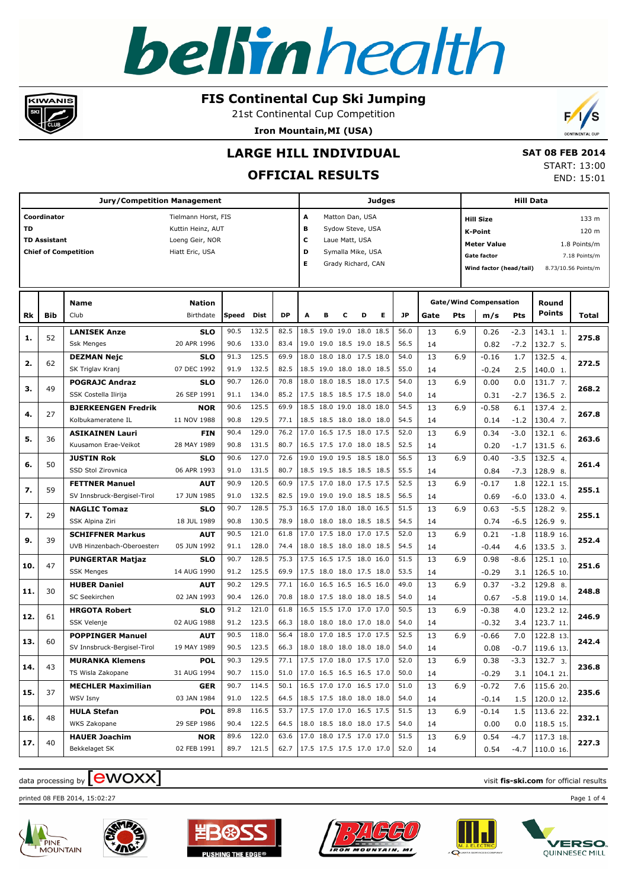# FIS Continental Cup Ski Jumping

21st Continental Cup Competition

**Iron Mountain,MI (USA)**

## LARGE HILL INDIVIDUAL

## OFFICIAL RESULTS

**SAT 08 FEB 2014**
START: 13:00
END: 15:01

| Jury/Competition Management | | Judges | | Hill Data | |
|---|---|---|---|---|---|
| **Coordinator** | Tielmann Horst, FIS | **A** | Matton Dan, USA | **Hill Size** | 133 m |
| **TD** | Kuttin Heinz, AUT | **B** | Sydow Steve, USA | **K-Point** | 120 m |
| **TD Assistant** | Loeng Geir, NOR | **C** | Laue Matt, USA | **Meter Value** | 1.8 Points/m |
| **Chief of Competition** | Hiatt Eric, USA | **D** | Symalla Mike, USA | **Gate factor** | 7.18 Points/m |
| | | **E** | Grady Richard, CAN | **Wind factor (head/tail)** | 8.73/10.56 Points/m |

| Rk | Bib | Name / Club | Nation / Birthdate | Speed | Dist | DP | A | B | C | D | E | JP | Gate | Pts | m/s | Pts | Round Points | Total |
|---|---|---|---|---|---|---|---|---|---|---|---|---|---|---|---|---|---|---|
| 1. | 52 | **LANISEK Anze** | **SLO** | 90.5 | 132.5 | 82.5 | 18.5 | 19.0 | 19.0 | 18.0 | 18.5 | 56.0 | 13 | 6.9 | 0.26 | -2.3 | 143.1 1. | 275.8 |
| | | Ssk Menges | 20 APR 1996 | 90.6 | 133.0 | 83.4 | 19.0 | 19.0 | 18.5 | 19.0 | 18.5 | 56.5 | 14 | | 0.82 | -7.2 | 132.7 5. | |
| 2. | 62 | **DEZMAN Nejc** | **SLO** | 91.3 | 125.5 | 69.9 | 18.0 | 18.0 | 18.0 | 17.5 | 18.0 | 54.0 | 13 | 6.9 | -0.16 | 1.7 | 132.5 4. | 272.5 |
| | | SK Triglav Kranj | 07 DEC 1992 | 91.9 | 132.5 | 82.5 | 18.5 | 19.0 | 18.0 | 18.0 | 18.5 | 55.0 | 14 | | -0.24 | 2.5 | 140.0 1. | |
| 3. | 49 | **POGRAJC Andraz** | **SLO** | 90.7 | 126.0 | 70.8 | 18.0 | 18.0 | 18.5 | 18.0 | 17.5 | 54.0 | 13 | 6.9 | 0.00 | 0.0 | 131.7 7. | 268.2 |
| | | SSK Costella Ilirija | 26 SEP 1991 | 91.1 | 134.0 | 85.2 | 17.5 | 18.5 | 18.5 | 17.5 | 18.0 | 54.0 | 14 | | 0.31 | -2.7 | 136.5 2. | |
| 4. | 27 | **BJERKEENGEN Fredrik** | **NOR** | 90.6 | 125.5 | 69.9 | 18.5 | 18.0 | 19.0 | 18.0 | 18.0 | 54.5 | 13 | 6.9 | -0.58 | 6.1 | 137.4 2. | 267.8 |
| | | Kolbukameratene IL | 11 NOV 1988 | 90.8 | 129.5 | 77.1 | 18.5 | 18.5 | 18.0 | 18.0 | 18.0 | 54.5 | 14 | | 0.14 | -1.2 | 130.4 7. | |
| 5. | 36 | **ASIKAINEN Lauri** | **FIN** | 90.4 | 129.0 | 76.2 | 17.0 | 16.5 | 17.5 | 18.0 | 17.5 | 52.0 | 13 | 6.9 | 0.34 | -3.0 | 132.1 6. | 263.6 |
| | | Kuusamon Erae-Veikot | 28 MAY 1989 | 90.8 | 131.5 | 80.7 | 16.5 | 17.5 | 17.0 | 18.0 | 18.5 | 52.5 | 14 | | 0.20 | -1.7 | 131.5 6. | |
| 6. | 50 | **JUSTIN Rok** | **SLO** | 90.6 | 127.0 | 72.6 | 19.0 | 19.0 | 19.5 | 18.5 | 18.0 | 56.5 | 13 | 6.9 | 0.40 | -3.5 | 132.5 4. | 261.4 |
| | | SSD Stol Zirovnica | 06 APR 1993 | 91.0 | 131.5 | 80.7 | 18.5 | 19.5 | 18.5 | 18.5 | 18.5 | 55.5 | 14 | | 0.84 | -7.3 | 128.9 8. | |
| 7. | 59 | **FETTNER Manuel** | **AUT** | 90.9 | 120.5 | 60.9 | 17.5 | 17.0 | 18.0 | 17.5 | 17.5 | 52.5 | 13 | 6.9 | -0.17 | 1.8 | 122.1 15. | 255.1 |
| | | SV Innsbruck-Bergisel-Tirol | 17 JUN 1985 | 91.0 | 132.5 | 82.5 | 19.0 | 19.0 | 19.0 | 18.5 | 18.5 | 56.5 | 14 | | 0.69 | -6.0 | 133.0 4. | |
| 7. | 29 | **NAGLIC Tomaz** | **SLO** | 90.7 | 128.5 | 75.3 | 16.5 | 17.0 | 18.0 | 18.0 | 16.5 | 51.5 | 13 | 6.9 | 0.63 | -5.5 | 128.2 9. | 255.1 |
| | | SSK Alpina Ziri | 18 JUL 1989 | 90.8 | 130.5 | 78.9 | 18.0 | 18.0 | 18.0 | 18.5 | 18.5 | 54.5 | 14 | | 0.74 | -6.5 | 126.9 9. | |
| 9. | 39 | **SCHIFFNER Markus** | **AUT** | 90.5 | 121.0 | 61.8 | 17.0 | 17.5 | 18.0 | 17.0 | 17.5 | 52.0 | 13 | 6.9 | 0.21 | -1.8 | 118.9 16. | 252.4 |
| | | UVB Hinzenbach-Oberoesterr | 05 JUN 1992 | 91.1 | 128.0 | 74.4 | 18.0 | 18.5 | 18.0 | 18.0 | 18.5 | 54.5 | 14 | | -0.44 | 4.6 | 133.5 3. | |
| 10. | 47 | **PUNGERTAR Matjaz** | **SLO** | 90.7 | 128.5 | 75.3 | 17.5 | 16.5 | 17.5 | 18.0 | 16.0 | 51.5 | 13 | 6.9 | 0.98 | -8.6 | 125.1 10. | 251.6 |
| | | SSK Menges | 14 AUG 1990 | 91.2 | 125.5 | 69.9 | 17.5 | 18.0 | 18.0 | 17.5 | 18.0 | 53.5 | 14 | | -0.29 | 3.1 | 126.5 10. | |
| 11. | 30 | **HUBER Daniel** | **AUT** | 90.2 | 129.5 | 77.1 | 16.0 | 16.5 | 16.5 | 16.5 | 16.0 | 49.0 | 13 | 6.9 | 0.37 | -3.2 | 129.8 8. | 248.8 |
| | | SC Seekirchen | 02 JAN 1993 | 90.4 | 126.0 | 70.8 | 18.0 | 17.5 | 18.0 | 18.0 | 18.5 | 54.0 | 14 | | 0.67 | -5.8 | 119.0 14. | |
| 12. | 61 | **HRGOTA Robert** | **SLO** | 91.2 | 121.0 | 61.8 | 16.5 | 15.5 | 17.0 | 17.0 | 17.0 | 50.5 | 13 | 6.9 | -0.38 | 4.0 | 123.2 12. | 246.9 |
| | | SSK Velenje | 02 AUG 1988 | 91.2 | 123.5 | 66.3 | 18.0 | 18.0 | 18.0 | 17.0 | 18.0 | 54.0 | 14 | | -0.32 | 3.4 | 123.7 11. | |
| 13. | 60 | **POPPINGER Manuel** | **AUT** | 90.5 | 118.0 | 56.4 | 18.0 | 17.0 | 18.5 | 17.0 | 17.5 | 52.5 | 13 | 6.9 | -0.66 | 7.0 | 122.8 13. | 242.4 |
| | | SV Innsbruck-Bergisel-Tirol | 19 MAY 1989 | 90.5 | 123.5 | 66.3 | 18.0 | 18.0 | 18.0 | 18.0 | 18.0 | 54.0 | 14 | | 0.08 | -0.7 | 119.6 13. | |
| 14. | 43 | **MURANKA Klemens** | **POL** | 90.3 | 129.5 | 77.1 | 17.5 | 17.0 | 18.0 | 17.5 | 17.0 | 52.0 | 13 | 6.9 | 0.38 | -3.3 | 132.7 3. | 236.8 |
| | | TS Wisla Zakopane | 31 AUG 1994 | 90.7 | 115.0 | 51.0 | 17.0 | 16.5 | 16.5 | 16.5 | 17.0 | 50.0 | 14 | | -0.29 | 3.1 | 104.1 21. | |
| 15. | 37 | **MECHLER Maximilian** | **GER** | 90.7 | 114.5 | 50.1 | 16.5 | 17.0 | 17.0 | 16.5 | 17.0 | 51.0 | 13 | 6.9 | -0.72 | 7.6 | 115.6 20. | 235.6 |
| | | WSV Isny | 03 JAN 1984 | 91.0 | 122.5 | 64.5 | 18.5 | 17.5 | 18.0 | 18.0 | 18.0 | 54.0 | 14 | | -0.14 | 1.5 | 120.0 12. | |
| 16. | 48 | **HULA Stefan** | **POL** | 89.8 | 116.5 | 53.7 | 17.5 | 17.0 | 17.0 | 16.5 | 17.5 | 51.5 | 13 | 6.9 | -0.14 | 1.5 | 113.6 22. | 232.1 |
| | | WKS Zakopane | 29 SEP 1986 | 90.4 | 122.5 | 64.5 | 18.0 | 18.5 | 18.0 | 18.0 | 17.5 | 54.0 | 14 | | 0.00 | 0.0 | 118.5 15. | |
| 17. | 40 | **HAUER Joachim** | **NOR** | 89.6 | 122.0 | 63.6 | 17.0 | 18.0 | 17.5 | 17.0 | 17.0 | 51.5 | 13 | 6.9 | 0.54 | -4.7 | 117.3 18. | 227.3 |
| | | Bekkelaget SK | 02 FEB 1991 | 89.7 | 121.5 | 62.7 | 17.5 | 17.5 | 17.5 | 17.0 | 17.0 | 52.0 | 14 | | 0.54 | -4.7 | 110.0 16. | |

data processing by ewoxx — visit **fis-ski.com** for official results

printed 08 FEB 2014, 15:02:27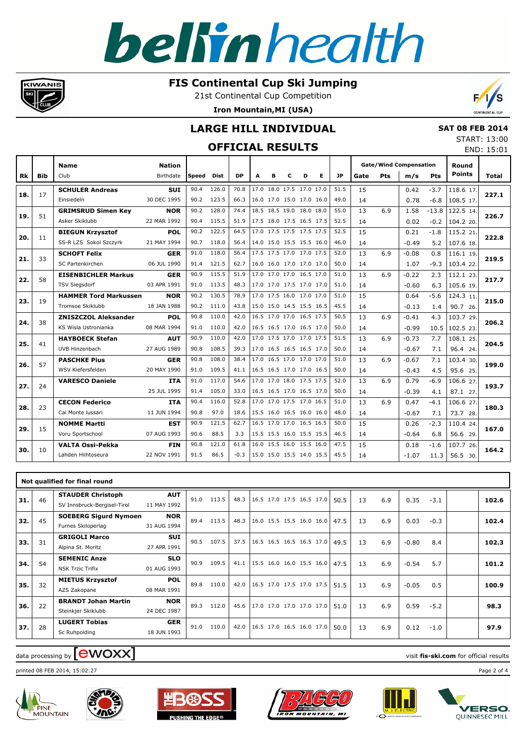# FIS Continental Cup Ski Jumping

21st Continental Cup Competition

**Iron Mountain,MI (USA)**

## LARGE HILL INDIVIDUAL

## OFFICIAL RESULTS

**SAT 08 FEB 2014**

START: 13:00

END: 15:01

| Rk | Bib | Name / Club | Nation / Birthdate | Speed | Dist | DP | A | B | C | D | E | JP | Gate | Pts | m/s | Pts | Round Points | Total |
|---|---|---|---|---|---|---|---|---|---|---|---|---|---|---|---|---|---|---|
| 18. | 17 | **SCHULER Andreas** | **SUI** | 90.4 | 126.0 | 70.8 | 17.0 | 18.0 | 17.5 | 17.0 | 17.0 | 51.5 | 15 | | 0.42 | -3.7 | 118.6 17. | **227.1** |
| | | Einsiedeln | 30 DEC 1995 | 90.2 | 123.5 | 66.3 | 16.0 | 17.0 | 15.0 | 17.0 | 16.0 | 49.0 | 14 | | 0.78 | -6.8 | 108.5 17. | |
| 19. | 51 | **GRIMSRUD Simen Key** | **NOR** | 90.2 | 128.0 | 74.4 | 18.5 | 18.5 | 19.0 | 18.0 | 18.0 | 55.0 | 13 | 6.9 | 1.58 | -13.8 | 122.5 14. | **226.7** |
| | | Asker Skiklubb | 22 MAR 1992 | 90.4 | 115.5 | 51.9 | 17.5 | 18.0 | 17.5 | 16.5 | 17.5 | 52.5 | 14 | | 0.02 | -0.2 | 104.2 20. | |
| 20. | 11 | **BIEGUN Krzysztof** | **POL** | 90.2 | 122.5 | 64.5 | 17.0 | 17.5 | 17.5 | 17.5 | 17.5 | 52.5 | 15 | | 0.21 | -1.8 | 115.2 21. | **222.8** |
| | | SS-R LZS Sokol Szczyrk | 21 MAY 1994 | 90.7 | 118.0 | 56.4 | 14.0 | 15.0 | 15.5 | 15.5 | 16.0 | 46.0 | 14 | | -0.49 | 5.2 | 107.6 18. | |
| 21. | 33 | **SCHOFT Felix** | **GER** | 91.0 | 118.0 | 56.4 | 17.5 | 17.5 | 17.0 | 17.0 | 17.5 | 52.0 | 13 | 6.9 | -0.08 | 0.8 | 116.1 19. | **219.5** |
| | | SC Partenkirchen | 06 JUL 1990 | 91.4 | 121.5 | 62.7 | 16.0 | 16.0 | 17.0 | 17.0 | 17.0 | 50.0 | 14 | | 1.07 | -9.3 | 103.4 22. | |
| 22. | 58 | **EISENBICHLER Markus** | **GER** | 90.9 | 115.5 | 51.9 | 17.0 | 17.0 | 17.0 | 16.5 | 17.0 | 51.0 | 13 | 6.9 | -0.22 | 2.3 | 112.1 23. | **217.7** |
| | | TSV Siegsdorf | 03 APR 1991 | 91.0 | 113.5 | 48.3 | 17.0 | 17.0 | 17.5 | 17.0 | 17.0 | 51.0 | 14 | | -0.60 | 6.3 | 105.6 19. | |
| 23. | 19 | **HAMMER Tord Markussen** | **NOR** | 90.2 | 130.5 | 78.9 | 17.0 | 17.5 | 16.0 | 17.0 | 17.0 | 51.0 | 15 | | 0.64 | -5.6 | 124.3 11. | **215.0** |
| | | Tromsoe Skiklubb | 18 JAN 1988 | 90.2 | 111.0 | 43.8 | 15.0 | 15.0 | 14.5 | 15.5 | 16.5 | 45.5 | 14 | | -0.13 | 1.4 | 90.7 26. | |
| 24. | 38 | **ZNISZCZOL Aleksander** | **POL** | 90.8 | 110.0 | 42.0 | 16.5 | 17.0 | 17.0 | 16.5 | 17.5 | 50.5 | 13 | 6.9 | -0.41 | 4.3 | 103.7 29. | **206.2** |
| | | KS Wisla Ustronianka | 08 MAR 1994 | 91.0 | 110.0 | 42.0 | 16.5 | 16.5 | 17.0 | 16.5 | 17.0 | 50.0 | 14 | | -0.99 | 10.5 | 102.5 23. | |
| 25. | 41 | **HAYBOECK Stefan** | **AUT** | 90.9 | 110.0 | 42.0 | 17.0 | 17.5 | 17.0 | 17.0 | 17.5 | 51.5 | 13 | 6.9 | -0.73 | 7.7 | 108.1 25. | **204.5** |
| | | UVB Hinzenbach | 27 AUG 1989 | 90.8 | 108.5 | 39.3 | 17.0 | 16.5 | 16.5 | 16.5 | 17.0 | 50.0 | 14 | | -0.67 | 7.1 | 96.4 24. | |
| 26. | 57 | **PASCHKE Pius** | **GER** | 90.8 | 108.0 | 38.4 | 17.0 | 16.5 | 17.0 | 17.0 | 17.0 | 51.0 | 13 | 6.9 | -0.67 | 7.1 | 103.4 30. | **199.0** |
| | | WSV Kiefersfelden | 20 MAY 1990 | 91.0 | 109.5 | 41.1 | 16.5 | 16.5 | 17.0 | 17.0 | 16.5 | 50.0 | 14 | | -0.43 | 4.5 | 95.6 25. | |
| 27. | 24 | **VARESCO Daniele** | **ITA** | 91.0 | 117.0 | 54.6 | 17.0 | 17.0 | 18.0 | 17.5 | 17.5 | 52.0 | 13 | 6.9 | 0.79 | -6.9 | 106.6 27. | **193.7** |
| | | | 25 JUL 1995 | 91.4 | 105.0 | 33.0 | 16.5 | 16.5 | 17.0 | 16.5 | 17.0 | 50.0 | 14 | | -0.39 | 4.1 | 87.1 27. | |
| 28. | 23 | **CECON Federico** | **ITA** | 90.4 | 116.0 | 52.8 | 17.0 | 17.0 | 17.5 | 17.0 | 16.5 | 51.0 | 13 | 6.9 | 0.47 | -4.1 | 106.6 27. | **180.3** |
| | | Cai Monte lussari | 11 JUN 1994 | 90.8 | 97.0 | 18.6 | 15.5 | 16.0 | 16.5 | 16.0 | 16.0 | 48.0 | 14 | | -0.67 | 7.1 | 73.7 28. | |
| 29. | 15 | **NOMME Martti** | **EST** | 90.9 | 121.5 | 62.7 | 16.5 | 17.0 | 17.0 | 16.5 | 16.5 | 50.0 | 15 | | 0.26 | -2.3 | 110.4 24. | **167.0** |
| | | Voru Sportschool | 07 AUG 1993 | 90.6 | 88.5 | 3.3 | 15.5 | 15.5 | 16.0 | 15.5 | 15.5 | 46.5 | 14 | | -0.64 | 6.8 | 56.6 29. | |
| 30. | 10 | **VALTA Ossi-Pekka** | **FIN** | 90.8 | 121.0 | 61.8 | 16.0 | 15.5 | 16.0 | 15.5 | 16.0 | 47.5 | 15 | | 0.18 | -1.6 | 107.7 26. | **164.2** |
| | | Lahden Hiihtoseura | 22 NOV 1991 | 91.5 | 86.5 | -0.3 | 15.0 | 15.0 | 15.5 | 14.0 | 15.5 | 45.5 | 14 | | -1.07 | 11.3 | 56.5 30. | |

**Not qualified for final round**

| Rk | Bib | Name / Club | Nation / Birthdate | Speed | Dist | DP | A | B | C | D | E | JP | Gate | Pts | m/s | Pts | Round Points | Total |
|---|---|---|---|---|---|---|---|---|---|---|---|---|---|---|---|---|---|---|
| 31. | 46 | **STAUDER Christoph** | **AUT** | 91.0 | 113.5 | 48.3 | 16.5 | 17.0 | 17.5 | 16.5 | 17.0 | 50.5 | 13 | 6.9 | 0.35 | -3.1 | | **102.6** |
| | | SV Innsbruck-Bergisel-Tirol | 11 MAY 1992 | | | | | | | | | | | | | | | |
| 32. | 45 | **SOEBERG Sigurd Nymoen** | **NOR** | 89.4 | 113.5 | 48.3 | 16.0 | 15.5 | 15.5 | 16.0 | 16.0 | 47.5 | 13 | 6.9 | 0.03 | -0.3 | | **102.4** |
| | | Furnes Skiloperlag | 31 AUG 1994 | | | | | | | | | | | | | | | |
| 33. | 31 | **GRIGOLI Marco** | **SUI** | 90.5 | 107.5 | 37.5 | 16.5 | 16.5 | 16.5 | 16.5 | 17.0 | 49.5 | 13 | 6.9 | -0.80 | 8.4 | | **102.3** |
| | | Alpina St. Moritz | 27 APR 1991 | | | | | | | | | | | | | | | |
| 34. | 54 | **SEMENIC Anze** | **SLO** | 90.9 | 109.5 | 41.1 | 15.5 | 16.0 | 16.0 | 15.5 | 16.0 | 47.5 | 13 | 6.9 | -0.54 | 5.7 | | **101.2** |
| | | NSK Trzic Trifix | 01 AUG 1993 | | | | | | | | | | | | | | | |
| 35. | 32 | **MIETUS Krzysztof** | **POL** | 89.8 | 110.0 | 42.0 | 16.5 | 17.0 | 17.5 | 17.0 | 17.5 | 51.5 | 13 | 6.9 | -0.05 | 0.5 | | **100.9** |
| | | AZS Zakopane | 08 MAR 1991 | | | | | | | | | | | | | | | |
| 36. | 22 | **BRANDT Johan Martin** | **NOR** | 89.3 | 112.0 | 45.6 | 17.0 | 17.0 | 17.0 | 17.0 | 17.0 | 51.0 | 13 | 6.9 | 0.59 | -5.2 | | **98.3** |
| | | Steinkjer Skiklubb | 24 DEC 1987 | | | | | | | | | | | | | | | |
| 37. | 28 | **LUGERT Tobias** | **GER** | 91.0 | 110.0 | 42.0 | 16.5 | 17.0 | 16.5 | 16.0 | 17.0 | 50.0 | 13 | 6.9 | 0.12 | -1.0 | | **97.9** |
| | | Sc Ruhpolding | 18 JUN 1993 | | | | | | | | | | | | | | | |

data processing by ewoxx — visit **fis-ski.com** for official results

printed 08 FEB 2014, 15:02:27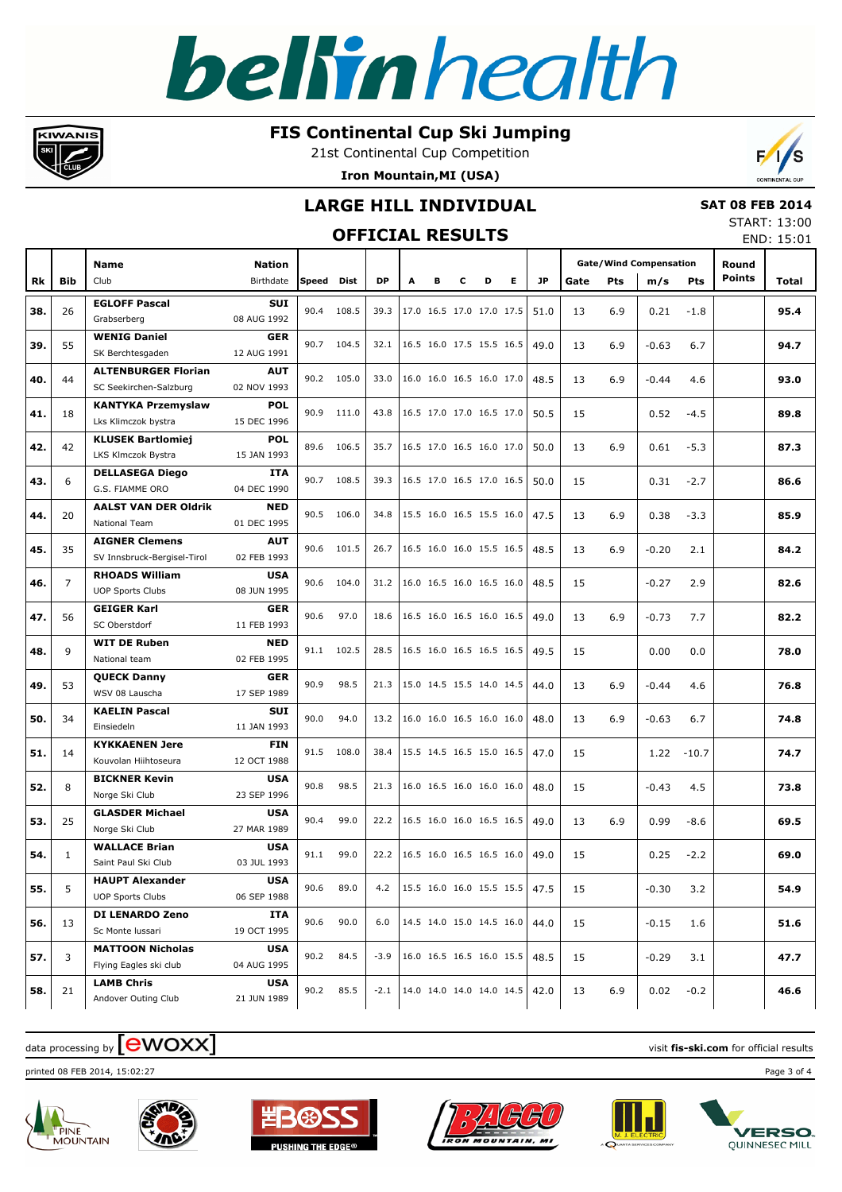# FIS Continental Cup Ski Jumping

21st Continental Cup Competition

**Iron Mountain,MI (USA)**

## LARGE HILL INDIVIDUAL

## OFFICIAL RESULTS

**SAT 08 FEB 2014**

START: 13:00

END: 15:01

| Rk | Bib | Name / Club | Nation / Birthdate | Speed | Dist | DP | A | B | C | D | E | JP | Gate | Pts | m/s | Pts | Round Points | Total |
|---|---|---|---|---|---|---|---|---|---|---|---|---|---|---|---|---|---|---|
| 38. | 26 | **EGLOFF Pascal** Grabserberg | **SUI** 08 AUG 1992 | 90.4 | 108.5 | 39.3 | 17.0 | 16.5 | 17.0 | 17.0 | 17.5 | 51.0 | 13 | 6.9 | 0.21 | -1.8 | | **95.4** |
| 39. | 55 | **WENIG Daniel** SK Berchtesgaden | **GER** 12 AUG 1991 | 90.7 | 104.5 | 32.1 | 16.5 | 16.0 | 17.5 | 15.5 | 16.5 | 49.0 | 13 | 6.9 | -0.63 | 6.7 | | **94.7** |
| 40. | 44 | **ALTENBURGER Florian** SC Seekirchen-Salzburg | **AUT** 02 NOV 1993 | 90.2 | 105.0 | 33.0 | 16.0 | 16.0 | 16.5 | 16.0 | 17.0 | 48.5 | 13 | 6.9 | -0.44 | 4.6 | | **93.0** |
| 41. | 18 | **KANTYKA Przemyslaw** Lks Klimczok bystra | **POL** 15 DEC 1996 | 90.9 | 111.0 | 43.8 | 16.5 | 17.0 | 17.0 | 16.5 | 17.0 | 50.5 | 15 | | 0.52 | -4.5 | | **89.8** |
| 42. | 42 | **KLUSEK Bartlomiej** LKS Klmczok Bystra | **POL** 15 JAN 1993 | 89.6 | 106.5 | 35.7 | 16.5 | 17.0 | 16.5 | 16.0 | 17.0 | 50.0 | 13 | 6.9 | 0.61 | -5.3 | | **87.3** |
| 43. | 6 | **DELLASEGA Diego** G.S. FIAMME ORO | **ITA** 04 DEC 1990 | 90.7 | 108.5 | 39.3 | 16.5 | 17.0 | 16.5 | 17.0 | 16.5 | 50.0 | 15 | | 0.31 | -2.7 | | **86.6** |
| 44. | 20 | **AALST VAN DER Oldrik** National Team | **NED** 01 DEC 1995 | 90.5 | 106.0 | 34.8 | 15.5 | 16.0 | 16.5 | 15.5 | 16.0 | 47.5 | 13 | 6.9 | 0.38 | -3.3 | | **85.9** |
| 45. | 35 | **AIGNER Clemens** SV Innsbruck-Bergisel-Tirol | **AUT** 02 FEB 1993 | 90.6 | 101.5 | 26.7 | 16.5 | 16.0 | 16.0 | 15.5 | 16.5 | 48.5 | 13 | 6.9 | -0.20 | 2.1 | | **84.2** |
| 46. | 7 | **RHOADS William** UOP Sports Clubs | **USA** 08 JUN 1995 | 90.6 | 104.0 | 31.2 | 16.0 | 16.5 | 16.0 | 16.5 | 16.0 | 48.5 | 15 | | -0.27 | 2.9 | | **82.6** |
| 47. | 56 | **GEIGER Karl** SC Oberstdorf | **GER** 11 FEB 1993 | 90.6 | 97.0 | 18.6 | 16.5 | 16.0 | 16.5 | 16.0 | 16.5 | 49.0 | 13 | 6.9 | -0.73 | 7.7 | | **82.2** |
| 48. | 9 | **WIT DE Ruben** National team | **NED** 02 FEB 1995 | 91.1 | 102.5 | 28.5 | 16.5 | 16.0 | 16.5 | 16.5 | 16.5 | 49.5 | 15 | | 0.00 | 0.0 | | **78.0** |
| 49. | 53 | **QUECK Danny** WSV 08 Lauscha | **GER** 17 SEP 1989 | 90.9 | 98.5 | 21.3 | 15.0 | 14.5 | 15.5 | 14.0 | 14.5 | 44.0 | 13 | 6.9 | -0.44 | 4.6 | | **76.8** |
| 50. | 34 | **KAELIN Pascal** Einsiedeln | **SUI** 11 JAN 1993 | 90.0 | 94.0 | 13.2 | 16.0 | 16.0 | 16.5 | 16.0 | 16.0 | 48.0 | 13 | 6.9 | -0.63 | 6.7 | | **74.8** |
| 51. | 14 | **KYKKAENEN Jere** Kouvolan Hiihtoseura | **FIN** 12 OCT 1988 | 91.5 | 108.0 | 38.4 | 15.5 | 14.5 | 16.5 | 15.0 | 16.5 | 47.0 | 15 | | 1.22 | -10.7 | | **74.7** |
| 52. | 8 | **BICKNER Kevin** Norge Ski Club | **USA** 23 SEP 1996 | 90.8 | 98.5 | 21.3 | 16.0 | 16.5 | 16.0 | 16.0 | 16.0 | 48.0 | 15 | | -0.43 | 4.5 | | **73.8** |
| 53. | 25 | **GLASDER Michael** Norge Ski Club | **USA** 27 MAR 1989 | 90.4 | 99.0 | 22.2 | 16.5 | 16.0 | 16.0 | 16.5 | 16.5 | 49.0 | 13 | 6.9 | 0.99 | -8.6 | | **69.5** |
| 54. | 1 | **WALLACE Brian** Saint Paul Ski Club | **USA** 03 JUL 1993 | 91.1 | 99.0 | 22.2 | 16.5 | 16.0 | 16.5 | 16.5 | 16.0 | 49.0 | 15 | | 0.25 | -2.2 | | **69.0** |
| 55. | 5 | **HAUPT Alexander** UOP Sports Clubs | **USA** 06 SEP 1988 | 90.6 | 89.0 | 4.2 | 15.5 | 16.0 | 16.0 | 15.5 | 15.5 | 47.5 | 15 | | -0.30 | 3.2 | | **54.9** |
| 56. | 13 | **DI LENARDO Zeno** Sc Monte lussari | **ITA** 19 OCT 1995 | 90.6 | 90.0 | 6.0 | 14.5 | 14.0 | 15.0 | 14.5 | 16.0 | 44.0 | 15 | | -0.15 | 1.6 | | **51.6** |
| 57. | 3 | **MATTOON Nicholas** Flying Eagles ski club | **USA** 04 AUG 1995 | 90.2 | 84.5 | -3.9 | 16.0 | 16.5 | 16.5 | 16.0 | 15.5 | 48.5 | 15 | | -0.29 | 3.1 | | **47.7** |
| 58. | 21 | **LAMB Chris** Andover Outing Club | **USA** 21 JUN 1989 | 90.2 | 85.5 | -2.1 | 14.0 | 14.0 | 14.0 | 14.0 | 14.5 | 42.0 | 13 | 6.9 | 0.02 | -0.2 | | **46.6** |

data processing by ewoxx — visit **fis-ski.com** for official results

printed 08 FEB 2014, 15:02:27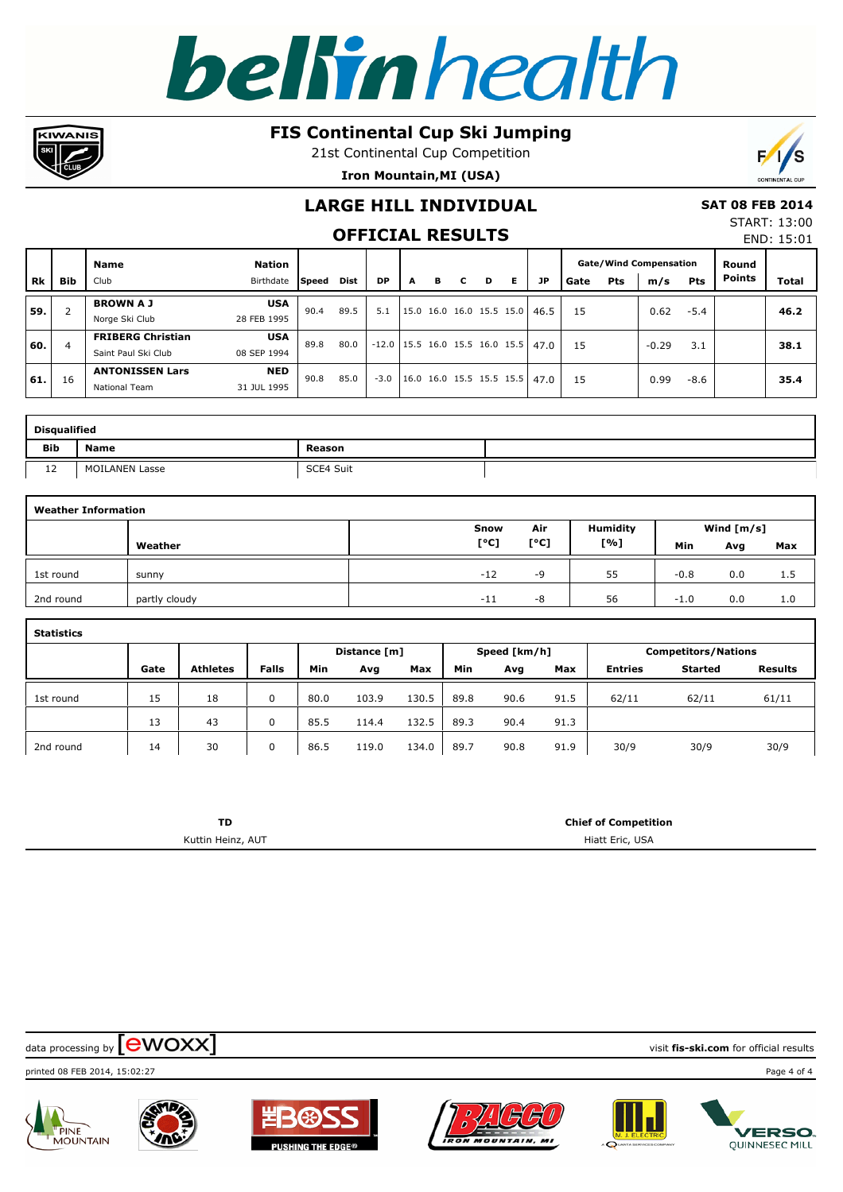# FIS Continental Cup Ski Jumping

21st Continental Cup Competition

**Iron Mountain,MI (USA)**

## LARGE HILL INDIVIDUAL

## OFFICIAL RESULTS

**SAT 08 FEB 2014**
START: 13:00
END: 15:01

| Rk | Bib | Name / Club | Nation / Birthdate | Speed | Dist | DP | A | B | C | D | E | JP | Gate | Pts | m/s | Pts | Round Points | Total |
|---|---|---|---|---|---|---|---|---|---|---|---|---|---|---|---|---|---|---|
| 59. | 2 | **BROWN A J** Norge Ski Club | **USA** 28 FEB 1995 | 90.4 | 89.5 | 5.1 | 15.0 | 16.0 | 16.0 | 15.5 | 15.0 | 46.5 | 15 | | 0.62 | -5.4 | | **46.2** |
| 60. | 4 | **FRIBERG Christian** Saint Paul Ski Club | **USA** 08 SEP 1994 | 89.8 | 80.0 | -12.0 | 15.5 | 16.0 | 15.5 | 16.0 | 15.5 | 47.0 | 15 | | -0.29 | 3.1 | | **38.1** |
| 61. | 16 | **ANTONISSEN Lars** National Team | **NED** 31 JUL 1995 | 90.8 | 85.0 | -3.0 | 16.0 | 16.0 | 15.5 | 15.5 | 15.5 | 47.0 | 15 | | 0.99 | -8.6 | | **35.4** |

**Disqualified**

| Bib | Name | Reason |
|---|---|---|
| 12 | MOILANEN Lasse | SCE4 Suit |

**Weather Information**

| | Weather | Snow [°C] | Air [°C] | Humidity [%] | Wind [m/s] Min | Avg | Max |
|---|---|---|---|---|---|---|---|
| 1st round | sunny | -12 | -9 | 55 | -0.8 | 0.0 | 1.5 |
| 2nd round | partly cloudy | -11 | -8 | 56 | -1.0 | 0.0 | 1.0 |

**Statistics**

| | Gate | Athletes | Falls | Distance [m] Min | Avg | Max | Speed [km/h] Min | Avg | Max | Competitors/Nations Entries | Started | Results |
|---|---|---|---|---|---|---|---|---|---|---|---|---|
| 1st round | 15 | 18 | 0 | 80.0 | 103.9 | 130.5 | 89.8 | 90.6 | 91.5 | 62/11 | 62/11 | 61/11 |
| | 13 | 43 | 0 | 85.5 | 114.4 | 132.5 | 89.3 | 90.4 | 91.3 | | | |
| 2nd round | 14 | 30 | 0 | 86.5 | 119.0 | 134.0 | 89.7 | 90.8 | 91.9 | 30/9 | 30/9 | 30/9 |

**TD**
Kuttin Heinz, AUT

**Chief of Competition**
Hiatt Eric, USA

data processing by ewoxx

visit **fis-ski.com** for official results

printed 08 FEB 2014, 15:02:27